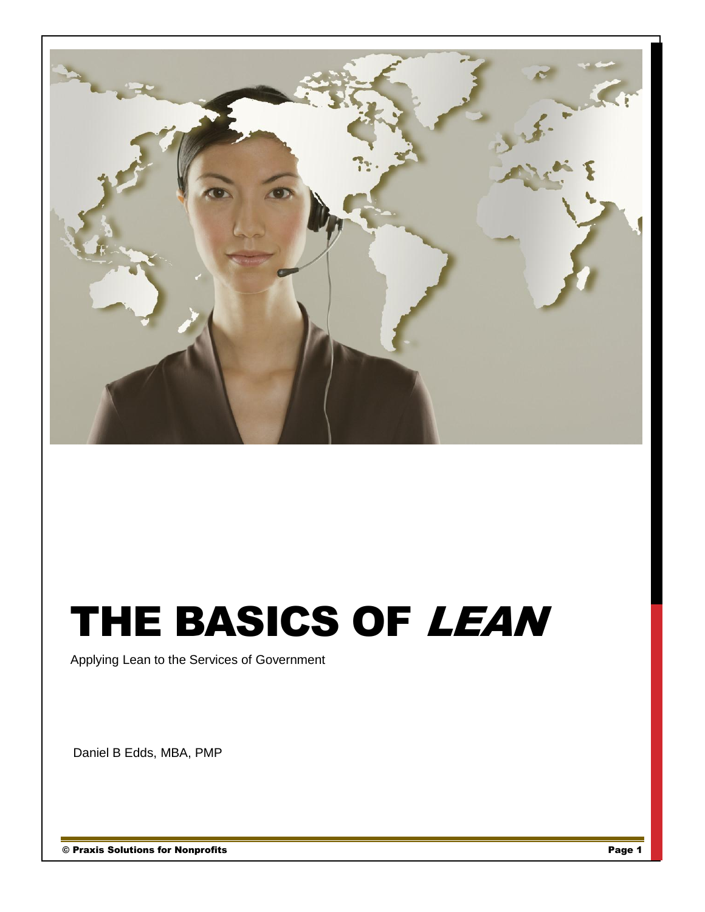# THE BASICS OF *LEAN*

Applying Lean to the Services of Government

Daniel B Edds, MBA, PMP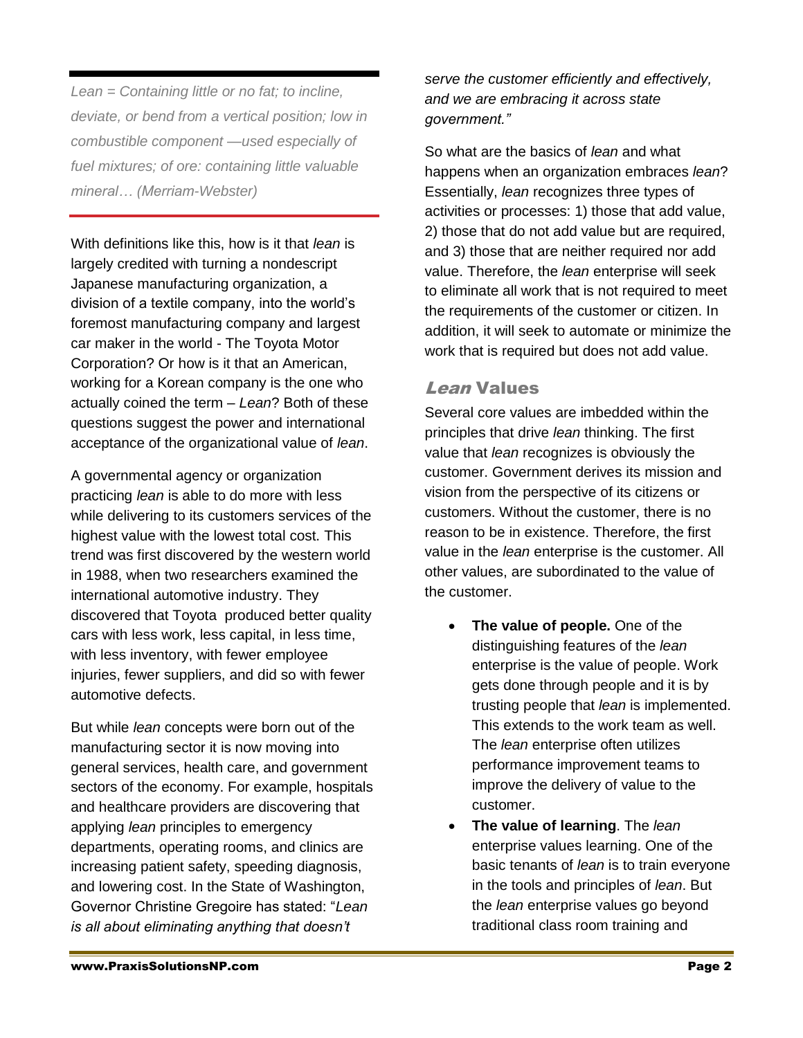*Lean = Containing little or no fat; to incline, deviate, or bend from a vertical position; low in combustible component —used especially of fuel mixtures; of ore: containing little valuable mineral… (Merriam-Webster)*

With definitions like this, how is it that *lean* is largely credited with turning a nondescript Japanese manufacturing organization, a division of a textile company, into the world's foremost manufacturing company and largest car maker in the world - The Toyota Motor Corporation? Or how is it that an American, working for a Korean company is the one who actually coined the term – *Lean*? Both of these questions suggest the power and international acceptance of the organizational value of *lean*.

A governmental agency or organization practicing *lean* is able to do more with less while delivering to its customers services of the highest value with the lowest total cost. This trend was first discovered by the western world in 1988, when two researchers examined the international automotive industry. They discovered that Toyota produced better quality cars with less work, less capital, in less time, with less inventory, with fewer employee injuries, fewer suppliers, and did so with fewer automotive defects.

But while *lean* concepts were born out of the manufacturing sector it is now moving into general services, health care, and government sectors of the economy. For example, hospitals and healthcare providers are discovering that applying *lean* principles to emergency departments, operating rooms, and clinics are increasing patient safety, speeding diagnosis, and lowering cost. In the State of Washington, Governor Christine Gregoire has stated: "*Lean is all about eliminating anything that doesn't serve the customer efficiently and effectively, and we are embracing it across state government.*"

So what are the basics of *lean* and what happens when an organization embraces *lean*? Essentially, *lean* recognizes three types of activities or processes: 1) those that add value, 2) those that do not add value but are required, and 3) those that are neither required nor add value. Therefore, the *lean* enterprise will seek to eliminate all work that is not required to meet the requirements of the customer or citizen. In addition, it will seek to automate or minimize the work that is required but does not add value.

## *Lean* Values

Several core values are imbedded within the principles that drive *lean* thinking. The first value that *lean* recognizes is obviously the customer. Government derives its mission and vision from the perspective of its citizens or customers. Without the customer, there is no reason to be in existence. Therefore, the first value in the *lean* enterprise is the customer. All other values, are subordinated to the value of the customer.

- **The value of people.** One of the distinguishing features of the *lean* enterprise is the value of people. Work gets done through people and it is by trusting people that *lean* is implemented. This extends to the work team as well. The *lean* enterprise often utilizes performance improvement teams to improve the delivery of value to the customer.
- **The value of learning**. The *lean* enterprise values learning. One of the basic tenants of *lean* is to train everyone in the tools and principles of *lean*. But the *lean* enterprise values go beyond traditional class room training and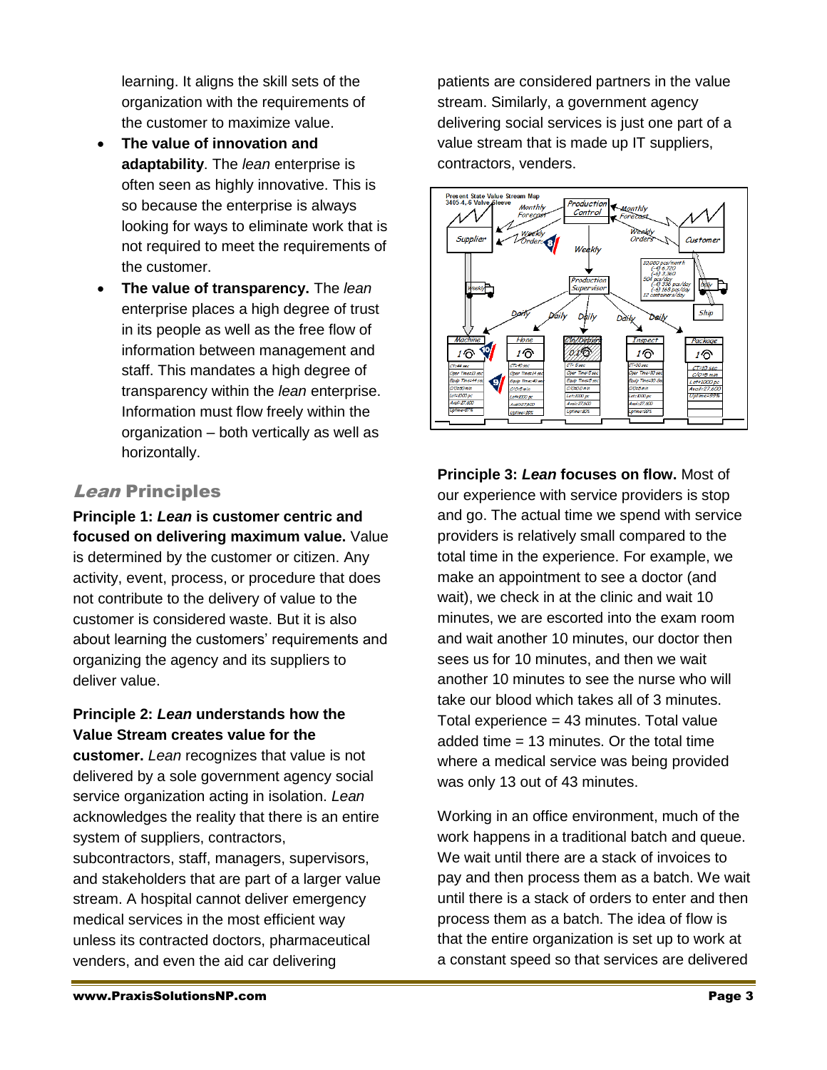learning. It aligns the skill sets of the organization with the requirements of the customer to maximize value.

- **The value of innovation and adaptability**. The *lean* enterprise is often seen as highly innovative. This is so because the enterprise is always looking for ways to eliminate work that is not required to meet the requirements of the customer.
- **The value of transparency.** The *lean* enterprise places a high degree of trust in its people as well as the free flow of information between management and staff. This mandates a high degree of transparency within the *lean* enterprise. Information must flow freely within the organization – both vertically as well as horizontally.

## *Lean* Principles

**Principle 1: *Lean* is customer centric and focused on delivering maximum value.** Value is determined by the customer or citizen. Any activity, event, process, or procedure that does not contribute to the delivery of value to the customer is considered waste. But it is also about learning the customers' requirements and organizing the agency and its suppliers to deliver value.

**Principle 2: *Lean* understands how the Value Stream creates value for the customer.** *Lean* recognizes that value is not delivered by a sole government agency social service organization acting in isolation. *Lean* acknowledges the reality that there is an entire system of suppliers, contractors, subcontractors, staff, managers, supervisors, and stakeholders that are part of a larger value stream. A hospital cannot deliver emergency medical services in the most efficient way unless its contracted doctors, pharmaceutical venders, and even the aid car delivering patients are considered partners in the value stream. Similarly, a government agency delivering social services is just one part of a value stream that is made up IT suppliers, contractors, venders.

**Principle 3: *Lean* focuses on flow.** Most of our experience with service providers is stop and go. The actual time we spend with service providers is relatively small compared to the total time in the experience. For example, we make an appointment to see a doctor (and wait), we check in at the clinic and wait 10 minutes, we are escorted into the exam room and wait another 10 minutes, our doctor then sees us for 10 minutes, and then we wait another 10 minutes to see the nurse who will take our blood which takes all of 3 minutes. Total experience = 43 minutes. Total value added time = 13 minutes. Or the total time where a medical service was being provided was only 13 out of 43 minutes.

Working in an office environment, much of the work happens in a traditional batch and queue. We wait until there are a stack of invoices to pay and then process them as a batch. We wait until there is a stack of orders to enter and then process them as a batch. The idea of flow is that the entire organization is set up to work at a constant speed so that services are delivered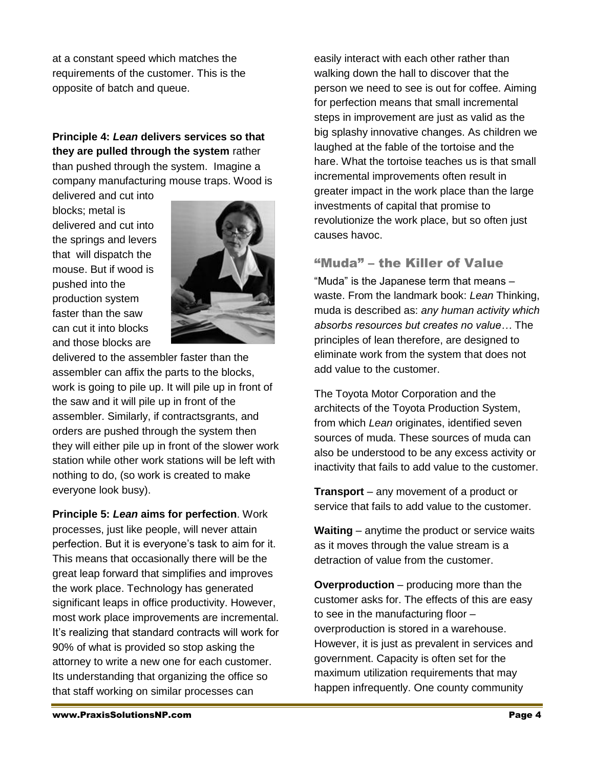at a constant speed which matches the requirements of the customer. This is the opposite of batch and queue.

**Principle 4: *Lean* delivers services so that they are pulled through the system** rather than pushed through the system. Imagine a company manufacturing mouse traps. Wood is delivered and cut into blocks; metal is delivered and cut into the springs and levers that will dispatch the mouse. But if wood is pushed into the production system faster than the saw can cut it into blocks and those blocks are delivered to the assembler faster than the assembler can affix the parts to the blocks, work is going to pile up. It will pile up in front of the saw and it will pile up in front of the assembler. Similarly, if contractsgrants, and orders are pushed through the system then they will either pile up in front of the slower work station while other work stations will be left with nothing to do, (so work is created to make everyone look busy).

**Principle 5: *Lean* aims for perfection**. Work processes, just like people, will never attain perfection. But it is everyone's task to aim for it. This means that occasionally there will be the great leap forward that simplifies and improves the work place. Technology has generated significant leaps in office productivity. However, most work place improvements are incremental. It's realizing that standard contracts will work for 90% of what is provided so stop asking the attorney to write a new one for each customer. Its understanding that organizing the office so that staff working on similar processes can easily interact with each other rather than walking down the hall to discover that the person we need to see is out for coffee. Aiming for perfection means that small incremental steps in improvement are just as valid as the big splashy innovative changes. As children we laughed at the fable of the tortoise and the hare. What the tortoise teaches us is that small incremental improvements often result in greater impact in the work place than the large investments of capital that promise to revolutionize the work place, but so often just causes havoc.

## "Muda" – the Killer of Value

"Muda" is the Japanese term that means – waste. From the landmark book: *Lean* Thinking, muda is described as: *any human activity which absorbs resources but creates no value…* The principles of lean therefore, are designed to eliminate work from the system that does not add value to the customer.

The Toyota Motor Corporation and the architects of the Toyota Production System, from which *Lean* originates, identified seven sources of muda. These sources of muda can also be understood to be any excess activity or inactivity that fails to add value to the customer.

**Transport** – any movement of a product or service that fails to add value to the customer.

**Waiting** – anytime the product or service waits as it moves through the value stream is a detraction of value from the customer.

**Overproduction** – producing more than the customer asks for. The effects of this are easy to see in the manufacturing floor – overproduction is stored in a warehouse. However, it is just as prevalent in services and government. Capacity is often set for the maximum utilization requirements that may happen infrequently. One county community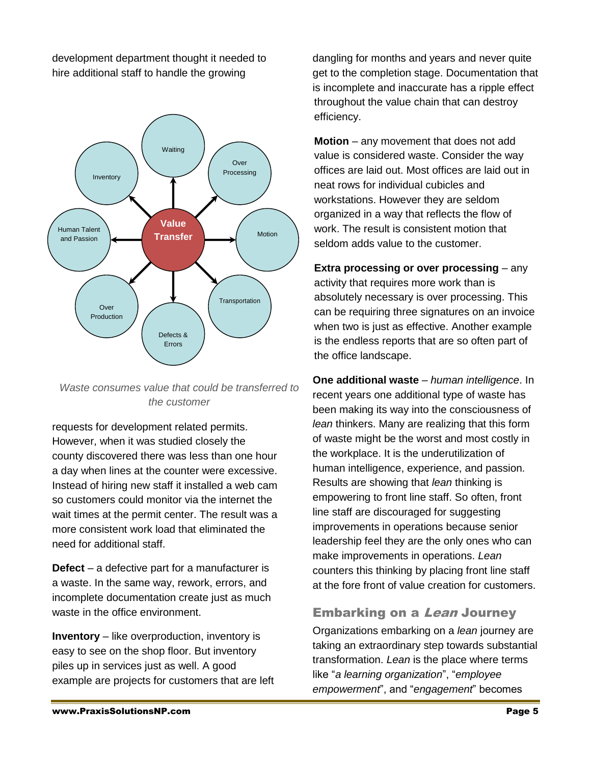development department thought it needed to hire additional staff to handle the growing requests for development related permits. However, when it was studied closely the county discovered there was less than one hour a day when lines at the counter were excessive. Instead of hiring new staff it installed a web cam so customers could monitor via the internet the wait times at the permit center. The result was a more consistent work load that eliminated the need for additional staff.

*Waste consumes value that could be transferred to the customer*

**Defect** – a defective part for a manufacturer is a waste. In the same way, rework, errors, and incomplete documentation create just as much waste in the office environment.

**Inventory** – like overproduction, inventory is easy to see on the shop floor. But inventory piles up in services just as well. A good example are projects for customers that are left dangling for months and years and never quite get to the completion stage. Documentation that is incomplete and inaccurate has a ripple effect throughout the value chain that can destroy efficiency.

**Motion** – any movement that does not add value is considered waste. Consider the way offices are laid out. Most offices are laid out in neat rows for individual cubicles and workstations. However they are seldom organized in a way that reflects the flow of work. The result is consistent motion that seldom adds value to the customer.

**Extra processing or over processing** – any activity that requires more work than is absolutely necessary is over processing. This can be requiring three signatures on an invoice when two is just as effective. Another example is the endless reports that are so often part of the office landscape.

**One additional waste** – *human intelligence*. In recent years one additional type of waste has been making its way into the consciousness of *lean* thinkers. Many are realizing that this form of waste might be the worst and most costly in the workplace. It is the underutilization of human intelligence, experience, and passion. Results are showing that *lean* thinking is empowering to front line staff. So often, front line staff are discouraged for suggesting improvements in operations because senior leadership feel they are the only ones who can make improvements in operations. *Lean* counters this thinking by placing front line staff at the fore front of value creation for customers.

## Embarking on a *Lean* Journey

Organizations embarking on a *lean* journey are taking an extraordinary step towards substantial transformation. *Lean* is the place where terms like "*a learning organization*", "*employee empowerment*", and "*engagement*" becomes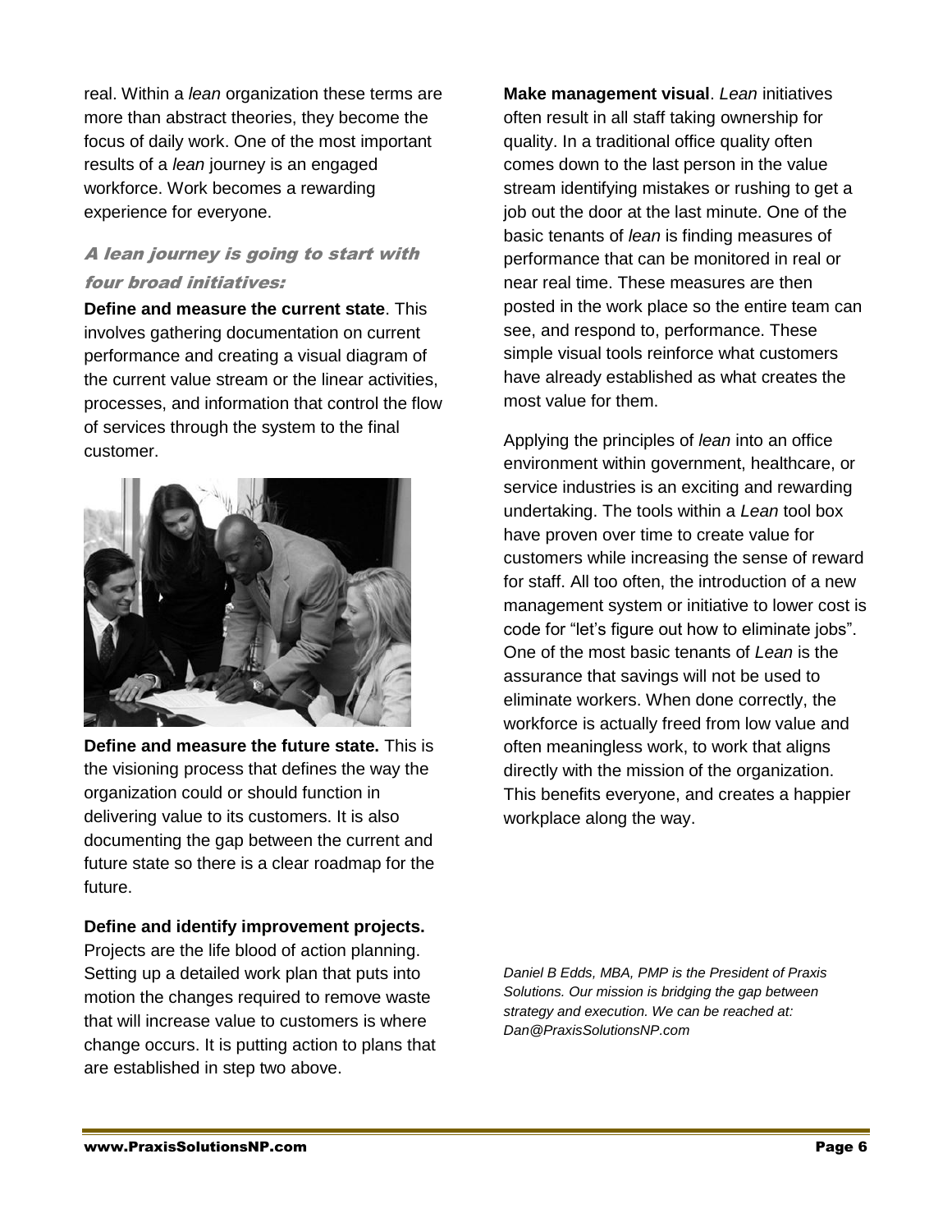real. Within a *lean* organization these terms are more than abstract theories, they become the focus of daily work. One of the most important results of a *lean* journey is an engaged workforce. Work becomes a rewarding experience for everyone.

### *A lean journey is going to start with four broad initiatives:*

**Define and measure the current state**. This involves gathering documentation on current performance and creating a visual diagram of the current value stream or the linear activities, processes, and information that control the flow of services through the system to the final customer.

**Define and measure the future state.** This is the visioning process that defines the way the organization could or should function in delivering value to its customers. It is also documenting the gap between the current and future state so there is a clear roadmap for the future.

**Define and identify improvement projects.** Projects are the life blood of action planning. Setting up a detailed work plan that puts into motion the changes required to remove waste that will increase value to customers is where change occurs. It is putting action to plans that are established in step two above.

**Make management visual**. *Lean* initiatives often result in all staff taking ownership for quality. In a traditional office quality often comes down to the last person in the value stream identifying mistakes or rushing to get a job out the door at the last minute. One of the basic tenants of *lean* is finding measures of performance that can be monitored in real or near real time. These measures are then posted in the work place so the entire team can see, and respond to, performance. These simple visual tools reinforce what customers have already established as what creates the most value for them.

Applying the principles of *lean* into an office environment within government, healthcare, or service industries is an exciting and rewarding undertaking. The tools within a *Lean* tool box have proven over time to create value for customers while increasing the sense of reward for staff. All too often, the introduction of a new management system or initiative to lower cost is code for "let's figure out how to eliminate jobs". One of the most basic tenants of *Lean* is the assurance that savings will not be used to eliminate workers. When done correctly, the workforce is actually freed from low value and often meaningless work, to work that aligns directly with the mission of the organization. This benefits everyone, and creates a happier workplace along the way.

*Daniel B Edds, MBA, PMP is the President of Praxis Solutions. Our mission is bridging the gap between strategy and execution. We can be reached at: Dan@PraxisSolutionsNP.com*